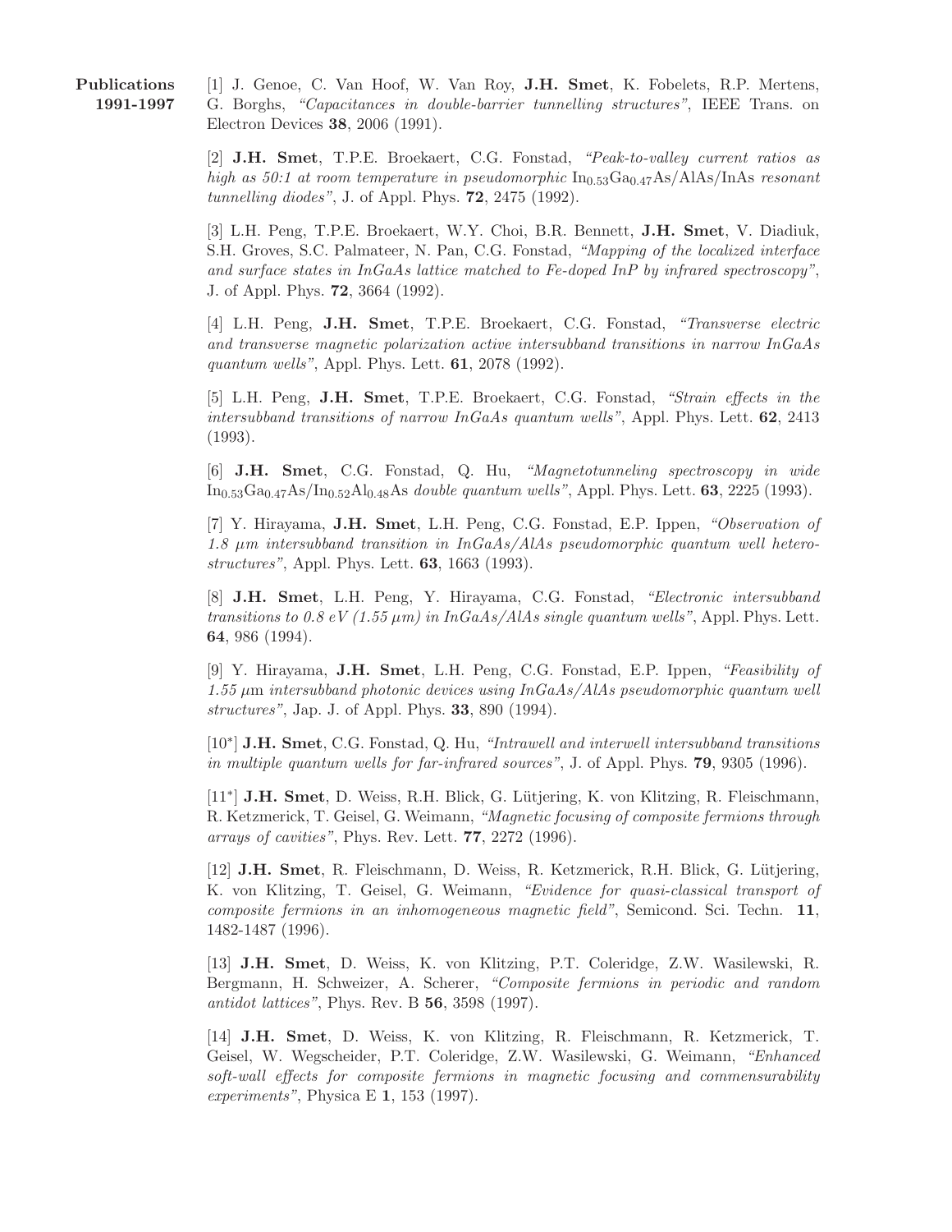**Publications 1991-1997**

[1] J. Genoe, C. Van Hoof, W. Van Roy, **J.H. Smet**, K. Fobelets, R.P. Mertens, G. Borghs, *"Capacitances in double-barrier tunnelling structures"*, IEEE Trans. on Electron Devices **38**, 2006 (1991).

[2] **J.H. Smet**, T.P.E. Broekaert, C.G. Fonstad, *"Peak-to-valley current ratios as high as 50:1 at room temperature in pseudomorphic* $In_{0.53}Ga_{0.47}As/AlAs/InAs$ *resonant tunnelling diodes"*, J. of Appl. Phys. **72**, 2475 (1992).

[3] L.H. Peng, T.P.E. Broekaert, W.Y. Choi, B.R. Bennett, **J.H. Smet**, V. Diadiuk, S.H. Groves, S.C. Palmateer, N. Pan, C.G. Fonstad, *"Mapping of the localized interface and surface states in InGaAs lattice matched to Fe-doped InP by infrared spectroscopy"*, J. of Appl. Phys. **72**, 3664 (1992).

[4] L.H. Peng, **J.H. Smet**, T.P.E. Broekaert, C.G. Fonstad, *"Transverse electric and transverse magnetic polarization active intersubband transitions in narrow InGaAs quantum wells"*, Appl. Phys. Lett. **61**, 2078 (1992).

[5] L.H. Peng, **J.H. Smet**, T.P.E. Broekaert, C.G. Fonstad, *"Strain effects in the intersubband transitions of narrow InGaAs quantum wells"*, Appl. Phys. Lett. **62**, 2413 (1993).

[6] **J.H. Smet**, C.G. Fonstad, Q. Hu, *"Magnetotunneling spectroscopy in wide* $In_{0.53}Ga_{0.47}As/In_{0.52}Al_{0.48}As$ *double quantum wells"*, Appl. Phys. Lett. **63**, 2225 (1993).

[7] Y. Hirayama, **J.H. Smet**, L.H. Peng, C.G. Fonstad, E.P. Ippen, *"Observation of 1.8 μm intersubband transition in InGaAs/AlAs pseudomorphic quantum well heterostructures"*, Appl. Phys. Lett. **63**, 1663 (1993).

[8] **J.H. Smet**, L.H. Peng, Y. Hirayama, C.G. Fonstad, *"Electronic intersubband transitions to 0.8 eV (1.55 μm) in InGaAs/AlAs single quantum wells"*, Appl. Phys. Lett. **64**, 986 (1994).

[9] Y. Hirayama, **J.H. Smet**, L.H. Peng, C.G. Fonstad, E.P. Ippen, *"Feasibility of 1.55 μm intersubband photonic devices using InGaAs/AlAs pseudomorphic quantum well structures"*, Jap. J. of Appl. Phys. **33**, 890 (1994).

[10*] **J.H. Smet**, C.G. Fonstad, Q. Hu, *"Intrawell and interwell intersubband transitions in multiple quantum wells for far-infrared sources"*, J. of Appl. Phys. **79**, 9305 (1996).

[11*] **J.H. Smet**, D. Weiss, R.H. Blick, G. Lütjering, K. von Klitzing, R. Fleischmann, R. Ketzmerick, T. Geisel, G. Weimann, *"Magnetic focusing of composite fermions through arrays of cavities"*, Phys. Rev. Lett. **77**, 2272 (1996).

[12] **J.H. Smet**, R. Fleischmann, D. Weiss, R. Ketzmerick, R.H. Blick, G. Lütjering, K. von Klitzing, T. Geisel, G. Weimann, *"Evidence for quasi-classical transport of composite fermions in an inhomogeneous magnetic field"*, Semicond. Sci. Techn. **11**, 1482-1487 (1996).

[13] **J.H. Smet**, D. Weiss, K. von Klitzing, P.T. Coleridge, Z.W. Wasilewski, R. Bergmann, H. Schweizer, A. Scherer, *"Composite fermions in periodic and random antidot lattices"*, Phys. Rev. B **56**, 3598 (1997).

[14] **J.H. Smet**, D. Weiss, K. von Klitzing, R. Fleischmann, R. Ketzmerick, T. Geisel, W. Wegscheider, P.T. Coleridge, Z.W. Wasilewski, G. Weimann, *"Enhanced soft-wall effects for composite fermions in magnetic focusing and commensurability experiments"*, Physica E **1**, 153 (1997).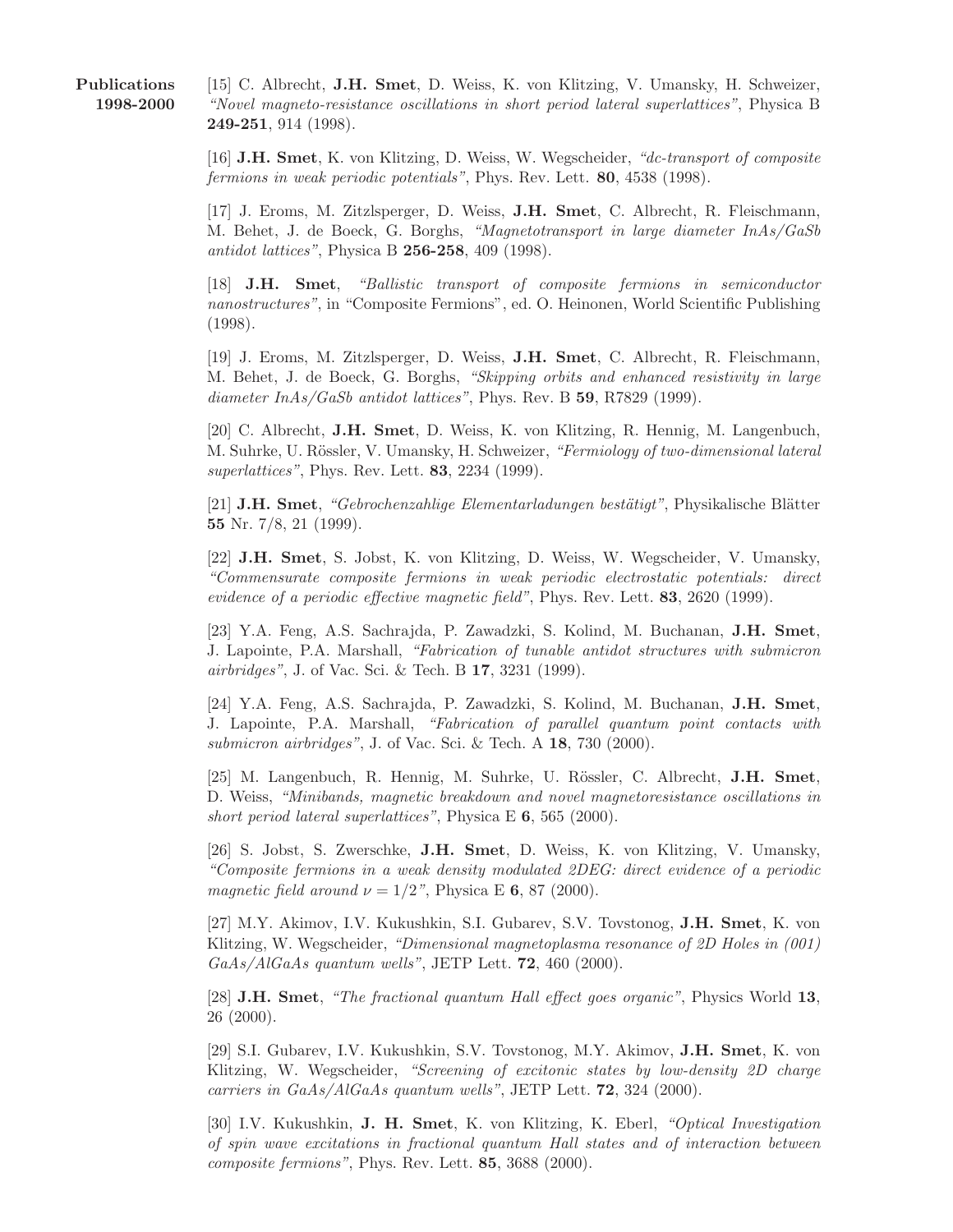**Publications 1998-2000**

[15] C. Albrecht, **J.H. Smet**, D. Weiss, K. von Klitzing, V. Umansky, H. Schweizer, *"Novel magneto-resistance oscillations in short period lateral superlattices"*, Physica B **249-251**, 914 (1998).

[16] **J.H. Smet**, K. von Klitzing, D. Weiss, W. Wegscheider, *"dc-transport of composite fermions in weak periodic potentials"*, Phys. Rev. Lett. **80**, 4538 (1998).

[17] J. Eroms, M. Zitzlsperger, D. Weiss, **J.H. Smet**, C. Albrecht, R. Fleischmann, M. Behet, J. de Boeck, G. Borghs, *"Magnetotransport in large diameter InAs/GaSb antidot lattices"*, Physica B **256-258**, 409 (1998).

[18] **J.H. Smet**, *"Ballistic transport of composite fermions in semiconductor nanostructures"*, in "Composite Fermions", ed. O. Heinonen, World Scientific Publishing (1998).

[19] J. Eroms, M. Zitzlsperger, D. Weiss, **J.H. Smet**, C. Albrecht, R. Fleischmann, M. Behet, J. de Boeck, G. Borghs, *"Skipping orbits and enhanced resistivity in large diameter InAs/GaSb antidot lattices"*, Phys. Rev. B **59**, R7829 (1999).

[20] C. Albrecht, **J.H. Smet**, D. Weiss, K. von Klitzing, R. Hennig, M. Langenbuch, M. Suhrke, U. Rössler, V. Umansky, H. Schweizer, *"Fermiology of two-dimensional lateral superlattices"*, Phys. Rev. Lett. **83**, 2234 (1999).

[21] **J.H. Smet**, *"Gebrochenzahlige Elementarladungen bestätigt"*, Physikalische Blätter **55** Nr. 7/8, 21 (1999).

[22] **J.H. Smet**, S. Jobst, K. von Klitzing, D. Weiss, W. Wegscheider, V. Umansky, *"Commensurate composite fermions in weak periodic electrostatic potentials: direct evidence of a periodic effective magnetic field"*, Phys. Rev. Lett. **83**, 2620 (1999).

[23] Y.A. Feng, A.S. Sachrajda, P. Zawadzki, S. Kolind, M. Buchanan, **J.H. Smet**, J. Lapointe, P.A. Marshall, *"Fabrication of tunable antidot structures with submicron airbridges"*, J. of Vac. Sci. & Tech. B **17**, 3231 (1999).

[24] Y.A. Feng, A.S. Sachrajda, P. Zawadzki, S. Kolind, M. Buchanan, **J.H. Smet**, J. Lapointe, P.A. Marshall, *"Fabrication of parallel quantum point contacts with submicron airbridges"*, J. of Vac. Sci. & Tech. A **18**, 730 (2000).

[25] M. Langenbuch, R. Hennig, M. Suhrke, U. Rössler, C. Albrecht, **J.H. Smet**, D. Weiss, *"Minibands, magnetic breakdown and novel magnetoresistance oscillations in short period lateral superlattices"*, Physica E **6**, 565 (2000).

[26] S. Jobst, S. Zwerschke, **J.H. Smet**, D. Weiss, K. von Klitzing, V. Umansky, *"Composite fermions in a weak density modulated 2DEG: direct evidence of a periodic magnetic field around $\nu = 1/2$"*, Physica E **6**, 87 (2000).

[27] M.Y. Akimov, I.V. Kukushkin, S.I. Gubarev, S.V. Tovstonog, **J.H. Smet**, K. von Klitzing, W. Wegscheider, *"Dimensional magnetoplasma resonance of 2D Holes in (001) GaAs/AlGaAs quantum wells"*, JETP Lett. **72**, 460 (2000).

[28] **J.H. Smet**, *"The fractional quantum Hall effect goes organic"*, Physics World **13**, 26 (2000).

[29] S.I. Gubarev, I.V. Kukushkin, S.V. Tovstonog, M.Y. Akimov, **J.H. Smet**, K. von Klitzing, W. Wegscheider, *"Screening of excitonic states by low-density 2D charge carriers in GaAs/AlGaAs quantum wells"*, JETP Lett. **72**, 324 (2000).

[30] I.V. Kukushkin, **J. H. Smet**, K. von Klitzing, K. Eberl, *"Optical Investigation of spin wave excitations in fractional quantum Hall states and of interaction between composite fermions"*, Phys. Rev. Lett. **85**, 3688 (2000).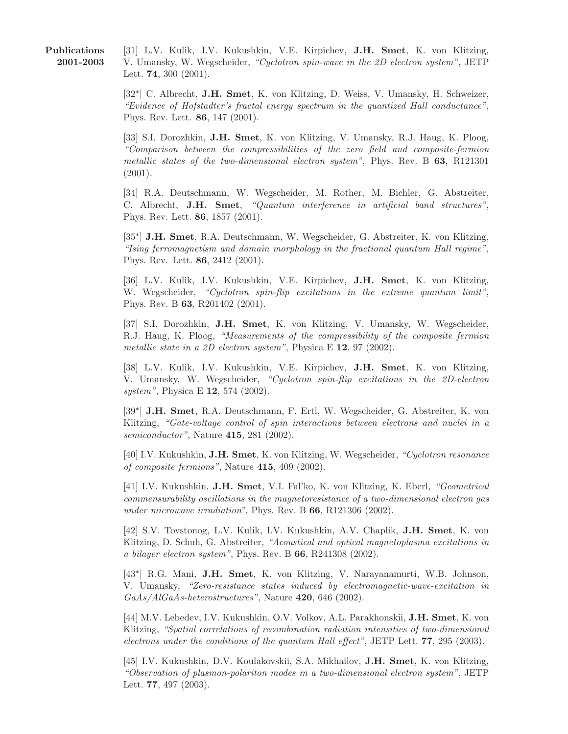**Publications 2001-2003**

[31] L.V. Kulik, I.V. Kukushkin, V.E. Kirpichev, **J.H. Smet**, K. von Klitzing, V. Umansky, W. Wegscheider, *"Cyclotron spin-wave in the 2D electron system"*, JETP Lett. **74**, 300 (2001).

[32*] C. Albrecht, **J.H. Smet**, K. von Klitzing, D. Weiss, V. Umansky, H. Schweizer, *"Evidence of Hofstadter's fractal energy spectrum in the quantized Hall conductance"*, Phys. Rev. Lett. **86**, 147 (2001).

[33] S.I. Dorozhkin, **J.H. Smet**, K. von Klitzing, V. Umansky, R.J. Haug, K. Ploog, *"Comparison between the compressibilities of the zero field and composite-fermion metallic states of the two-dimensional electron system"*, Phys. Rev. B **63**, R121301 (2001).

[34] R.A. Deutschmann, W. Wegscheider, M. Rother, M. Bichler, G. Abstreiter, C. Albrecht, **J.H. Smet**, *"Quantum interference in artificial band structures"*, Phys. Rev. Lett. **86**, 1857 (2001).

[35*] **J.H. Smet**, R.A. Deutschmann, W. Wegscheider, G. Abstreiter, K. von Klitzing, *"Ising ferromagnetism and domain morphology in the fractional quantum Hall regime"*, Phys. Rev. Lett. **86**, 2412 (2001).

[36] L.V. Kulik, I.V. Kukushkin, V.E. Kirpichev, **J.H. Smet**, K. von Klitzing, W. Wegscheider, *"Cyclotron spin-flip excitations in the extreme quantum limit"*, Phys. Rev. B **63**, R201402 (2001).

[37] S.I. Dorozhkin, **J.H. Smet**, K. von Klitzing, V. Umansky, W. Wegscheider, R.J. Haug, K. Ploog, *"Measurements of the compressibility of the composite fermion metallic state in a 2D electron system"*, Physica E **12**, 97 (2002).

[38] L.V. Kulik, I.V. Kukushkin, V.E. Kirpichev, **J.H. Smet**, K. von Klitzing, V. Umansky, W. Wegscheider, *"Cyclotron spin-flip excitations in the 2D-electron system"*, Physica E **12**, 574 (2002).

[39*] **J.H. Smet**, R.A. Deutschmann, F. Ertl, W. Wegscheider, G. Abstreiter, K. von Klitzing, *"Gate-voltage control of spin interactions between electrons and nuclei in a semiconductor"*, Nature **415**, 281 (2002).

[40] I.V. Kukushkin, **J.H. Smet**, K. von Klitzing, W. Wegscheider, *"Cyclotron resonance of composite fermions"*, Nature **415**, 409 (2002).

[41] I.V. Kukushkin, **J.H. Smet**, V.I. Fal'ko, K. von Klitzing, K. Eberl, *"Geometrical commensurability oscillations in the magnetoresistance of a two-dimensional electron gas under microwave irradiation"*, Phys. Rev. B **66**, R121306 (2002).

[42] S.V. Tovstonog, L.V. Kulik, I.V. Kukushkin, A.V. Chaplik, **J.H. Smet**, K. von Klitzing, D. Schuh, G. Abstreiter, *"Acoustical and optical magnetoplasma excitations in a bilayer electron system"*, Phys. Rev. B **66**, R241308 (2002).

[43*] R.G. Mani, **J.H. Smet**, K. von Klitzing, V. Narayanamurti, W.B. Johnson, V. Umansky, *"Zero-resistance states induced by electromagnetic-wave-excitation in GaAs/AlGaAs-heterostructures"*, Nature **420**, 646 (2002).

[44] M.V. Lebedev, I.V. Kukushkin, O.V. Volkov, A.L. Parakhonskii, **J.H. Smet**, K. von Klitzing, *"Spatial correlations of recombination radiation intensities of two-dimensional electrons under the conditions of the quantum Hall effect"*, JETP Lett. **77**, 295 (2003).

[45] I.V. Kukushkin, D.V. Koulakovskii, S.A. Mikhailov, **J.H. Smet**, K. von Klitzing, *"Observation of plasmon-polariton modes in a two-dimensional electron system"*, JETP Lett. **77**, 497 (2003).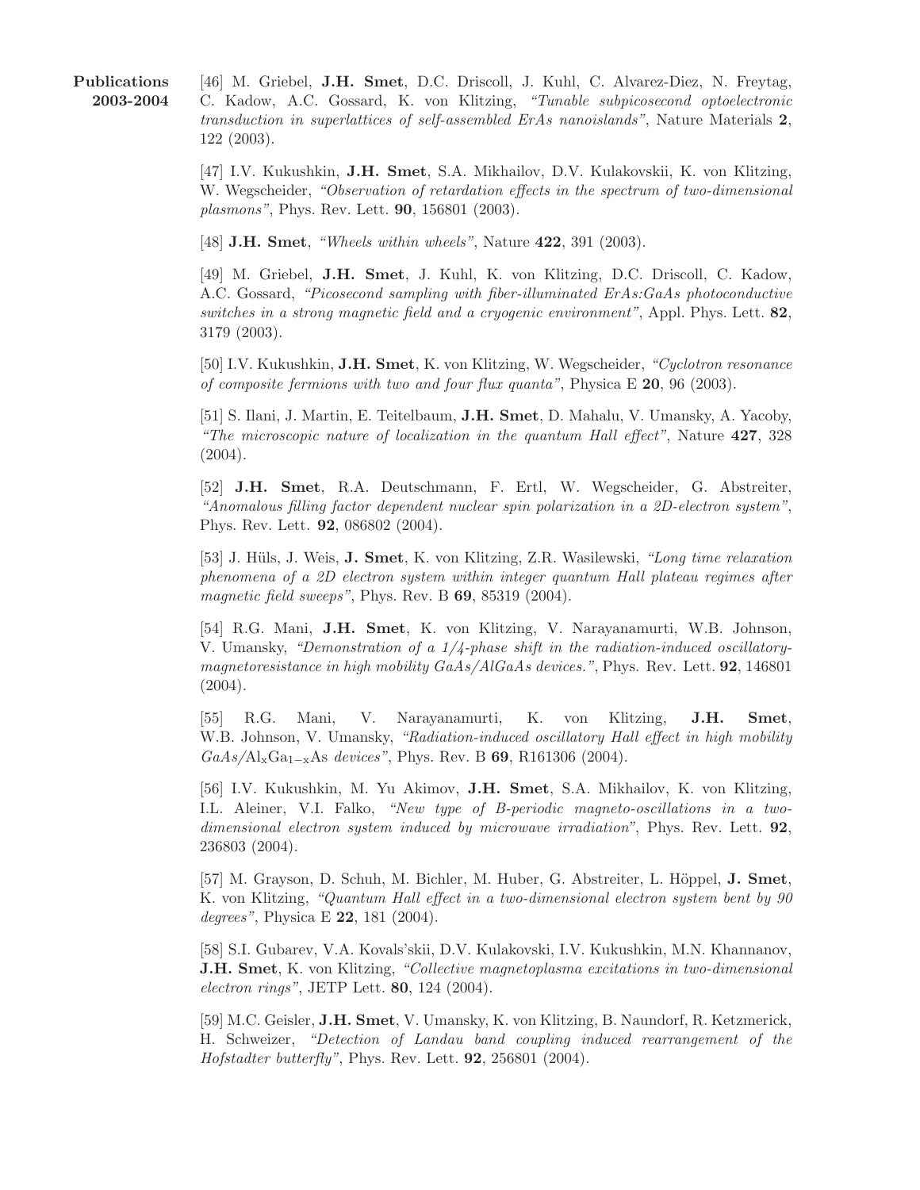**Publications 2003-2004**

[46] M. Griebel, **J.H. Smet**, D.C. Driscoll, J. Kuhl, C. Alvarez-Diez, N. Freytag, C. Kadow, A.C. Gossard, K. von Klitzing, *"Tunable subpicosecond optoelectronic transduction in superlattices of self-assembled ErAs nanoislands"*, Nature Materials **2**, 122 (2003).

[47] I.V. Kukushkin, **J.H. Smet**, S.A. Mikhailov, D.V. Kulakovskii, K. von Klitzing, W. Wegscheider, *"Observation of retardation effects in the spectrum of two-dimensional plasmons"*, Phys. Rev. Lett. **90**, 156801 (2003).

[48] **J.H. Smet**, *"Wheels within wheels"*, Nature **422**, 391 (2003).

[49] M. Griebel, **J.H. Smet**, J. Kuhl, K. von Klitzing, D.C. Driscoll, C. Kadow, A.C. Gossard, *"Picosecond sampling with fiber-illuminated ErAs:GaAs photoconductive switches in a strong magnetic field and a cryogenic environment"*, Appl. Phys. Lett. **82**, 3179 (2003).

[50] I.V. Kukushkin, **J.H. Smet**, K. von Klitzing, W. Wegscheider, *"Cyclotron resonance of composite fermions with two and four flux quanta"*, Physica E **20**, 96 (2003).

[51] S. Ilani, J. Martin, E. Teitelbaum, **J.H. Smet**, D. Mahalu, V. Umansky, A. Yacoby, *"The microscopic nature of localization in the quantum Hall effect"*, Nature **427**, 328 (2004).

[52] **J.H. Smet**, R.A. Deutschmann, F. Ertl, W. Wegscheider, G. Abstreiter, *"Anomalous filling factor dependent nuclear spin polarization in a 2D-electron system"*, Phys. Rev. Lett. **92**, 086802 (2004).

[53] J. Hüls, J. Weis, **J. Smet**, K. von Klitzing, Z.R. Wasilewski, *"Long time relaxation phenomena of a 2D electron system within integer quantum Hall plateau regimes after magnetic field sweeps"*, Phys. Rev. B **69**, 85319 (2004).

[54] R.G. Mani, **J.H. Smet**, K. von Klitzing, V. Narayanamurti, W.B. Johnson, V. Umansky, *"Demonstration of a 1/4-phase shift in the radiation-induced oscillatory-magnetoresistance in high mobility GaAs/AlGaAs devices."*, Phys. Rev. Lett. **92**, 146801 (2004).

[55] R.G. Mani, V. Narayanamurti, K. von Klitzing, **J.H. Smet**, W.B. Johnson, V. Umansky, *"Radiation-induced oscillatory Hall effect in high mobility GaAs/*$Al_xGa_{1-x}As$ *devices"*, Phys. Rev. B **69**, R161306 (2004).

[56] I.V. Kukushkin, M. Yu Akimov, **J.H. Smet**, S.A. Mikhailov, K. von Klitzing, I.L. Aleiner, V.I. Falko, *"New type of B-periodic magneto-oscillations in a two-dimensional electron system induced by microwave irradiation"*, Phys. Rev. Lett. **92**, 236803 (2004).

[57] M. Grayson, D. Schuh, M. Bichler, M. Huber, G. Abstreiter, L. Höppel, **J. Smet**, K. von Klitzing, *"Quantum Hall effect in a two-dimensional electron system bent by 90 degrees"*, Physica E **22**, 181 (2004).

[58] S.I. Gubarev, V.A. Kovals'skii, D.V. Kulakovski, I.V. Kukushkin, M.N. Khannanov, **J.H. Smet**, K. von Klitzing, *"Collective magnetoplasma excitations in two-dimensional electron rings"*, JETP Lett. **80**, 124 (2004).

[59] M.C. Geisler, **J.H. Smet**, V. Umansky, K. von Klitzing, B. Naundorf, R. Ketzmerick, H. Schweizer, *"Detection of Landau band coupling induced rearrangement of the Hofstadter butterfly"*, Phys. Rev. Lett. **92**, 256801 (2004).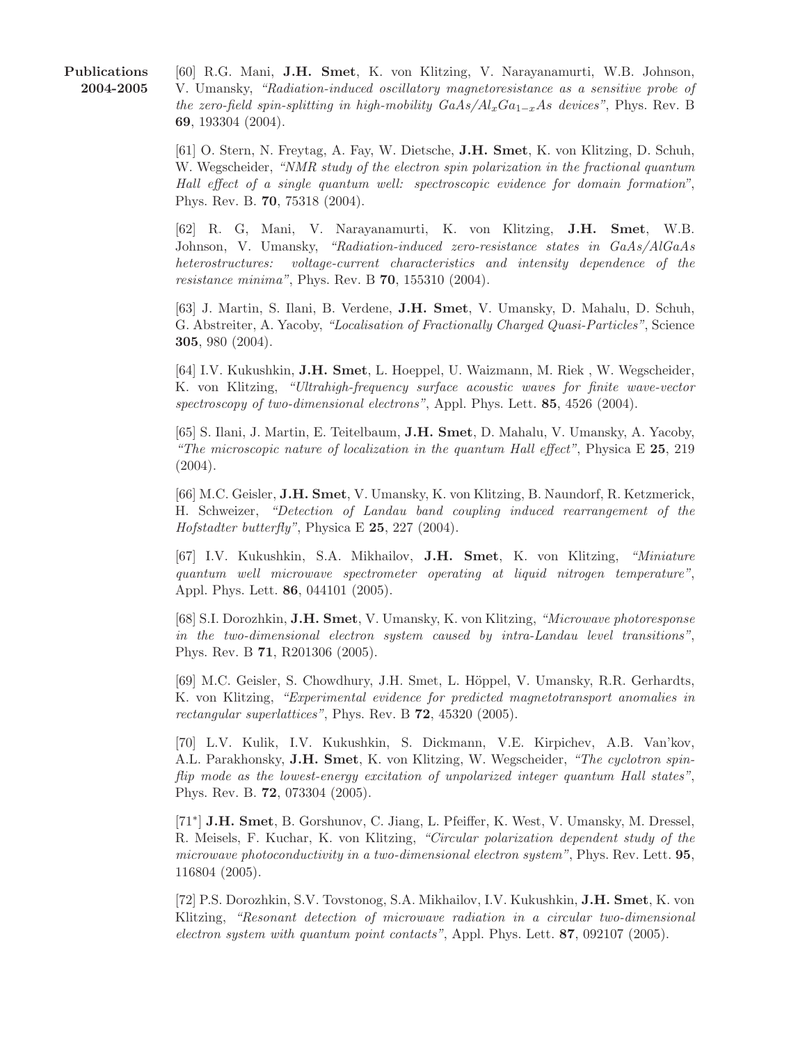**Publications 2004-2005**

[60] R.G. Mani, **J.H. Smet**, K. von Klitzing, V. Narayanamurti, W.B. Johnson, V. Umansky, *"Radiation-induced oscillatory magnetoresistance as a sensitive probe of the zero-field spin-splitting in high-mobility $GaAs/Al_xGa_{1-x}As$ devices"*, Phys. Rev. B **69**, 193304 (2004).

[61] O. Stern, N. Freytag, A. Fay, W. Dietsche, **J.H. Smet**, K. von Klitzing, D. Schuh, W. Wegscheider, *"NMR study of the electron spin polarization in the fractional quantum Hall effect of a single quantum well: spectroscopic evidence for domain formation"*, Phys. Rev. B. **70**, 75318 (2004).

[62] R. G, Mani, V. Narayanamurti, K. von Klitzing, **J.H. Smet**, W.B. Johnson, V. Umansky, *"Radiation-induced zero-resistance states in GaAs/AlGaAs heterostructures: voltage-current characteristics and intensity dependence of the resistance minima"*, Phys. Rev. B **70**, 155310 (2004).

[63] J. Martin, S. Ilani, B. Verdene, **J.H. Smet**, V. Umansky, D. Mahalu, D. Schuh, G. Abstreiter, A. Yacoby, *"Localisation of Fractionally Charged Quasi-Particles"*, Science **305**, 980 (2004).

[64] I.V. Kukushkin, **J.H. Smet**, L. Hoeppel, U. Waizmann, M. Riek , W. Wegscheider, K. von Klitzing, *"Ultrahigh-frequency surface acoustic waves for finite wave-vector spectroscopy of two-dimensional electrons"*, Appl. Phys. Lett. **85**, 4526 (2004).

[65] S. Ilani, J. Martin, E. Teitelbaum, **J.H. Smet**, D. Mahalu, V. Umansky, A. Yacoby, *"The microscopic nature of localization in the quantum Hall effect"*, Physica E **25**, 219 (2004).

[66] M.C. Geisler, **J.H. Smet**, V. Umansky, K. von Klitzing, B. Naundorf, R. Ketzmerick, H. Schweizer, *"Detection of Landau band coupling induced rearrangement of the Hofstadter butterfly"*, Physica E **25**, 227 (2004).

[67] I.V. Kukushkin, S.A. Mikhailov, **J.H. Smet**, K. von Klitzing, *"Miniature quantum well microwave spectrometer operating at liquid nitrogen temperature"*, Appl. Phys. Lett. **86**, 044101 (2005).

[68] S.I. Dorozhkin, **J.H. Smet**, V. Umansky, K. von Klitzing, *"Microwave photoresponse in the two-dimensional electron system caused by intra-Landau level transitions"*, Phys. Rev. B **71**, R201306 (2005).

[69] M.C. Geisler, S. Chowdhury, J.H. Smet, L. Höppel, V. Umansky, R.R. Gerhardts, K. von Klitzing, *"Experimental evidence for predicted magnetotransport anomalies in rectangular superlattices"*, Phys. Rev. B **72**, 45320 (2005).

[70] L.V. Kulik, I.V. Kukushkin, S. Dickmann, V.E. Kirpichev, A.B. Van'kov, A.L. Parakhonsky, **J.H. Smet**, K. von Klitzing, W. Wegscheider, *"The cyclotron spin-flip mode as the lowest-energy excitation of unpolarized integer quantum Hall states"*, Phys. Rev. B. **72**, 073304 (2005).

[71*] **J.H. Smet**, B. Gorshunov, C. Jiang, L. Pfeiffer, K. West, V. Umansky, M. Dressel, R. Meisels, F. Kuchar, K. von Klitzing, *"Circular polarization dependent study of the microwave photoconductivity in a two-dimensional electron system"*, Phys. Rev. Lett. **95**, 116804 (2005).

[72] P.S. Dorozhkin, S.V. Tovstonog, S.A. Mikhailov, I.V. Kukushkin, **J.H. Smet**, K. von Klitzing, *"Resonant detection of microwave radiation in a circular two-dimensional electron system with quantum point contacts"*, Appl. Phys. Lett. **87**, 092107 (2005).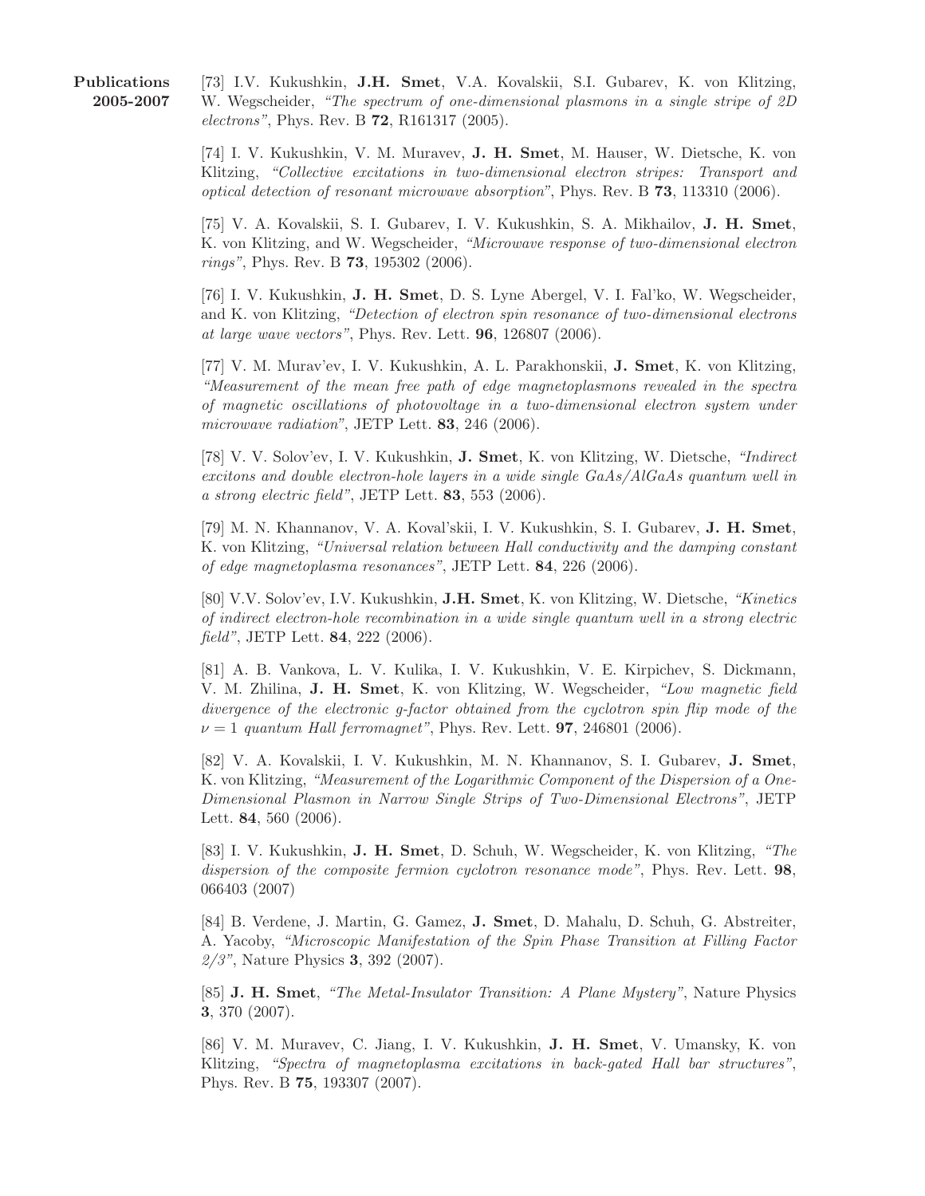**Publications 2005-2007**

[73] I.V. Kukushkin, **J.H. Smet**, V.A. Kovalskii, S.I. Gubarev, K. von Klitzing, W. Wegscheider, *"The spectrum of one-dimensional plasmons in a single stripe of 2D electrons"*, Phys. Rev. B **72**, R161317 (2005).

[74] I. V. Kukushkin, V. M. Muravev, **J. H. Smet**, M. Hauser, W. Dietsche, K. von Klitzing, *"Collective excitations in two-dimensional electron stripes: Transport and optical detection of resonant microwave absorption"*, Phys. Rev. B **73**, 113310 (2006).

[75] V. A. Kovalskii, S. I. Gubarev, I. V. Kukushkin, S. A. Mikhailov, **J. H. Smet**, K. von Klitzing, and W. Wegscheider, *"Microwave response of two-dimensional electron rings"*, Phys. Rev. B **73**, 195302 (2006).

[76] I. V. Kukushkin, **J. H. Smet**, D. S. Lyne Abergel, V. I. Fal'ko, W. Wegscheider, and K. von Klitzing, *"Detection of electron spin resonance of two-dimensional electrons at large wave vectors"*, Phys. Rev. Lett. **96**, 126807 (2006).

[77] V. M. Murav'ev, I. V. Kukushkin, A. L. Parakhonskii, **J. Smet**, K. von Klitzing, *"Measurement of the mean free path of edge magnetoplasmons revealed in the spectra of magnetic oscillations of photovoltage in a two-dimensional electron system under microwave radiation"*, JETP Lett. **83**, 246 (2006).

[78] V. V. Solov'ev, I. V. Kukushkin, **J. Smet**, K. von Klitzing, W. Dietsche, *"Indirect excitons and double electron-hole layers in a wide single GaAs/AlGaAs quantum well in a strong electric field"*, JETP Lett. **83**, 553 (2006).

[79] M. N. Khannanov, V. A. Koval'skii, I. V. Kukushkin, S. I. Gubarev, **J. H. Smet**, K. von Klitzing, *"Universal relation between Hall conductivity and the damping constant of edge magnetoplasma resonances"*, JETP Lett. **84**, 226 (2006).

[80] V.V. Solov'ev, I.V. Kukushkin, **J.H. Smet**, K. von Klitzing, W. Dietsche, *"Kinetics of indirect electron-hole recombination in a wide single quantum well in a strong electric field"*, JETP Lett. **84**, 222 (2006).

[81] A. B. Vankova, L. V. Kulika, I. V. Kukushkin, V. E. Kirpichev, S. Dickmann, V. M. Zhilina, **J. H. Smet**, K. von Klitzing, W. Wegscheider, *"Low magnetic field divergence of the electronic g-factor obtained from the cyclotron spin flip mode of the $\nu = 1$ quantum Hall ferromagnet"*, Phys. Rev. Lett. **97**, 246801 (2006).

[82] V. A. Kovalskii, I. V. Kukushkin, M. N. Khannanov, S. I. Gubarev, **J. Smet**, K. von Klitzing, *"Measurement of the Logarithmic Component of the Dispersion of a One-Dimensional Plasmon in Narrow Single Strips of Two-Dimensional Electrons"*, JETP Lett. **84**, 560 (2006).

[83] I. V. Kukushkin, **J. H. Smet**, D. Schuh, W. Wegscheider, K. von Klitzing, *"The dispersion of the composite fermion cyclotron resonance mode"*, Phys. Rev. Lett. **98**, 066403 (2007)

[84] B. Verdene, J. Martin, G. Gamez, **J. Smet**, D. Mahalu, D. Schuh, G. Abstreiter, A. Yacoby, *"Microscopic Manifestation of the Spin Phase Transition at Filling Factor 2/3"*, Nature Physics **3**, 392 (2007).

[85] **J. H. Smet**, *"The Metal-Insulator Transition: A Plane Mystery"*, Nature Physics **3**, 370 (2007).

[86] V. M. Muravev, C. Jiang, I. V. Kukushkin, **J. H. Smet**, V. Umansky, K. von Klitzing, *"Spectra of magnetoplasma excitations in back-gated Hall bar structures"*, Phys. Rev. B **75**, 193307 (2007).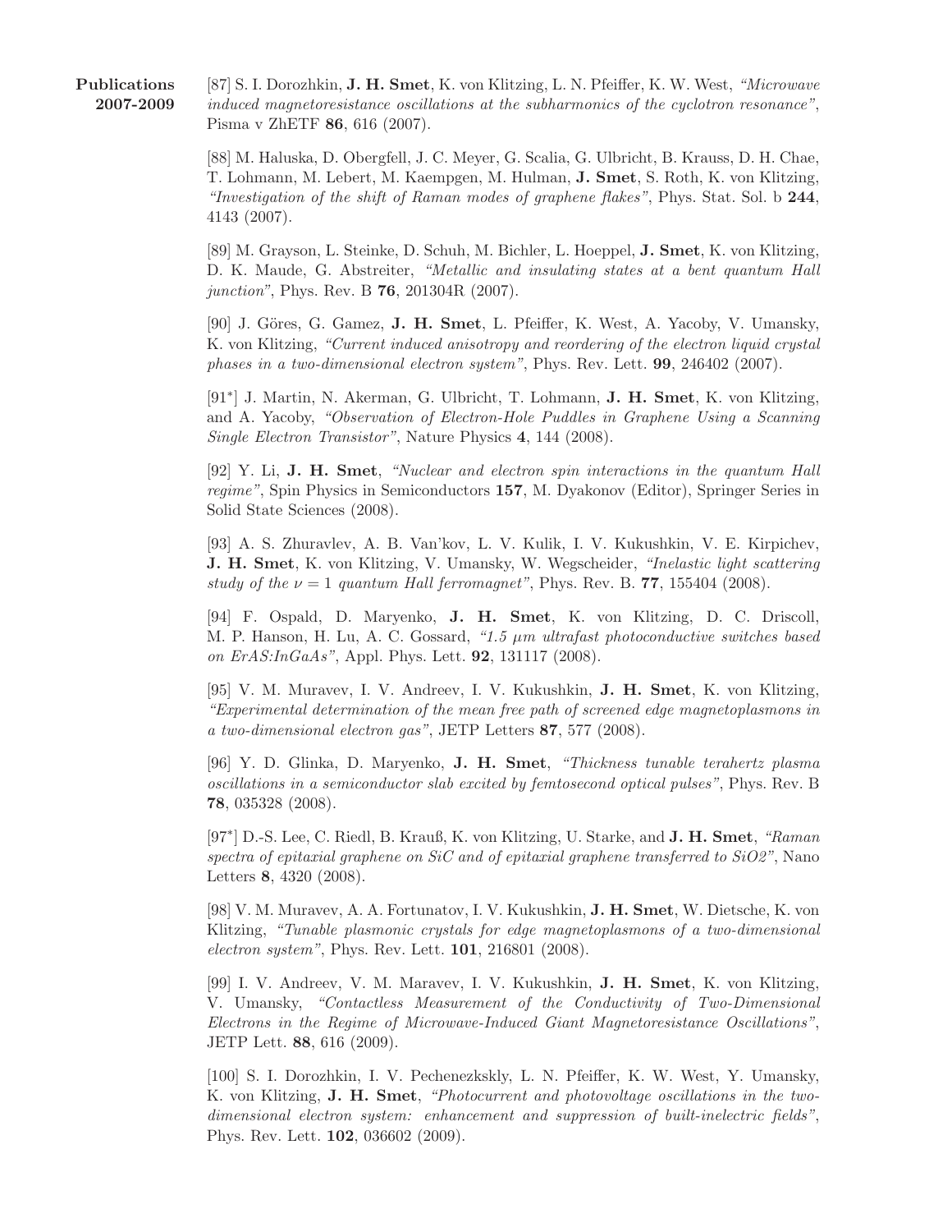**Publications 2007-2009**

[87] S. I. Dorozhkin, **J. H. Smet**, K. von Klitzing, L. N. Pfeiffer, K. W. West, *"Microwave induced magnetoresistance oscillations at the subharmonics of the cyclotron resonance"*, Pisma v ZhETF **86**, 616 (2007).

[88] M. Haluska, D. Obergfell, J. C. Meyer, G. Scalia, G. Ulbricht, B. Krauss, D. H. Chae, T. Lohmann, M. Lebert, M. Kaempgen, M. Hulman, **J. Smet**, S. Roth, K. von Klitzing, *"Investigation of the shift of Raman modes of graphene flakes"*, Phys. Stat. Sol. b **244**, 4143 (2007).

[89] M. Grayson, L. Steinke, D. Schuh, M. Bichler, L. Hoeppel, **J. Smet**, K. von Klitzing, D. K. Maude, G. Abstreiter, *"Metallic and insulating states at a bent quantum Hall junction"*, Phys. Rev. B **76**, 201304R (2007).

[90] J. Göres, G. Gamez, **J. H. Smet**, L. Pfeiffer, K. West, A. Yacoby, V. Umansky, K. von Klitzing, *"Current induced anisotropy and reordering of the electron liquid crystal phases in a two-dimensional electron system"*, Phys. Rev. Lett. **99**, 246402 (2007).

[91*] J. Martin, N. Akerman, G. Ulbricht, T. Lohmann, **J. H. Smet**, K. von Klitzing, and A. Yacoby, *"Observation of Electron-Hole Puddles in Graphene Using a Scanning Single Electron Transistor"*, Nature Physics **4**, 144 (2008).

[92] Y. Li, **J. H. Smet**, *"Nuclear and electron spin interactions in the quantum Hall regime"*, Spin Physics in Semiconductors **157**, M. Dyakonov (Editor), Springer Series in Solid State Sciences (2008).

[93] A. S. Zhuravlev, A. B. Van'kov, L. V. Kulik, I. V. Kukushkin, V. E. Kirpichev, **J. H. Smet**, K. von Klitzing, V. Umansky, W. Wegscheider, *"Inelastic light scattering study of the $\nu = 1$ quantum Hall ferromagnet"*, Phys. Rev. B. **77**, 155404 (2008).

[94] F. Ospald, D. Maryenko, **J. H. Smet**, K. von Klitzing, D. C. Driscoll, M. P. Hanson, H. Lu, A. C. Gossard, *"1.5 $\mu$m ultrafast photoconductive switches based on ErAS:InGaAs"*, Appl. Phys. Lett. **92**, 131117 (2008).

[95] V. M. Muravev, I. V. Andreev, I. V. Kukushkin, **J. H. Smet**, K. von Klitzing, *"Experimental determination of the mean free path of screened edge magnetoplasmons in a two-dimensional electron gas"*, JETP Letters **87**, 577 (2008).

[96] Y. D. Glinka, D. Maryenko, **J. H. Smet**, *"Thickness tunable terahertz plasma oscillations in a semiconductor slab excited by femtosecond optical pulses"*, Phys. Rev. B **78**, 035328 (2008).

[97*] D.-S. Lee, C. Riedl, B. Krauß, K. von Klitzing, U. Starke, and **J. H. Smet**, *"Raman spectra of epitaxial graphene on SiC and of epitaxial graphene transferred to SiO2"*, Nano Letters **8**, 4320 (2008).

[98] V. M. Muravev, A. A. Fortunatov, I. V. Kukushkin, **J. H. Smet**, W. Dietsche, K. von Klitzing, *"Tunable plasmonic crystals for edge magnetoplasmons of a two-dimensional electron system"*, Phys. Rev. Lett. **101**, 216801 (2008).

[99] I. V. Andreev, V. M. Maravev, I. V. Kukushkin, **J. H. Smet**, K. von Klitzing, V. Umansky, *"Contactless Measurement of the Conductivity of Two-Dimensional Electrons in the Regime of Microwave-Induced Giant Magnetoresistance Oscillations"*, JETP Lett. **88**, 616 (2009).

[100] S. I. Dorozhkin, I. V. Pechenezkskly, L. N. Pfeiffer, K. W. West, Y. Umansky, K. von Klitzing, **J. H. Smet**, *"Photocurrent and photovoltage oscillations in the two-dimensional electron system: enhancement and suppression of built-inelectric fields"*, Phys. Rev. Lett. **102**, 036602 (2009).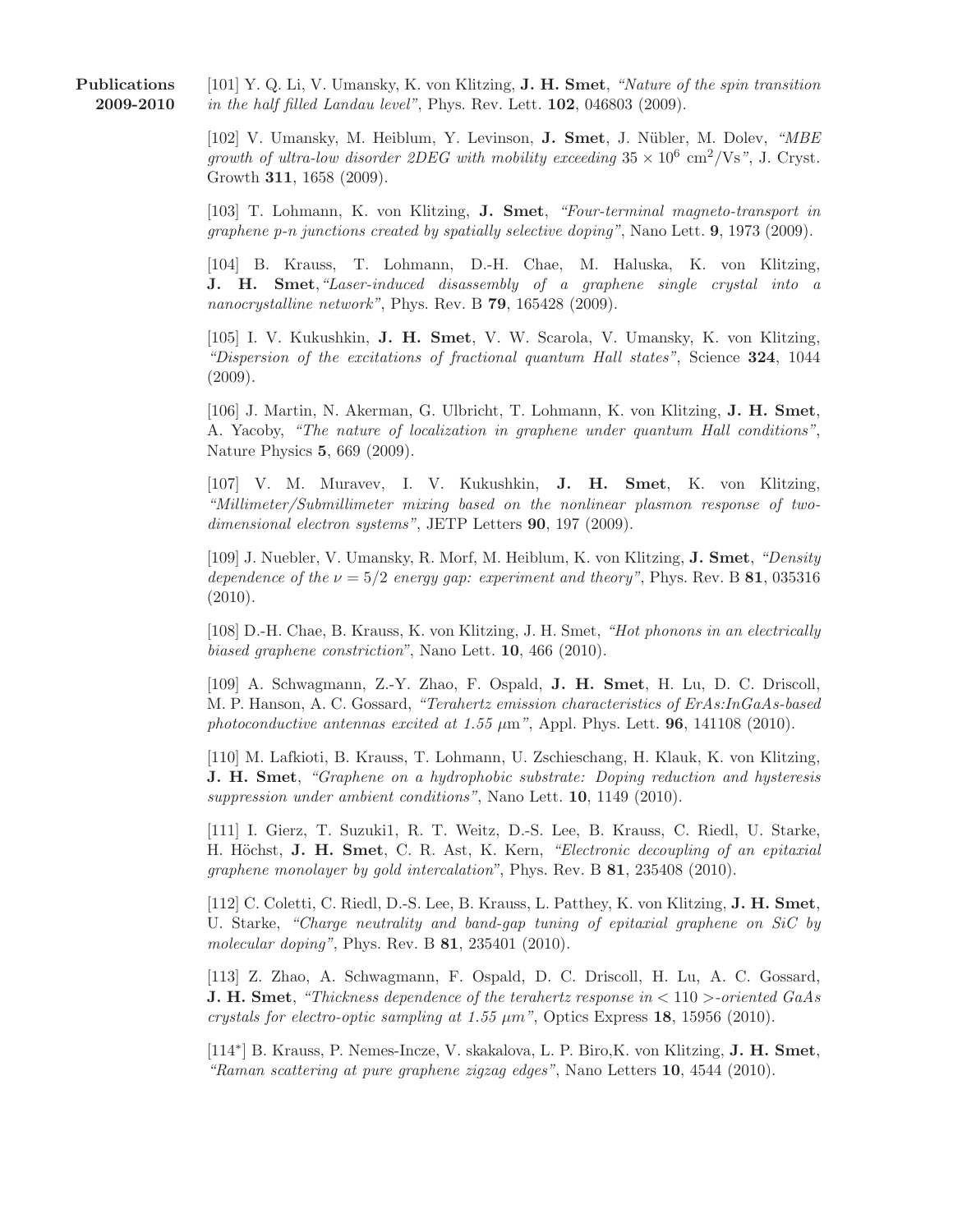**Publications 2009-2010**

[101] Y. Q. Li, V. Umansky, K. von Klitzing, **J. H. Smet**, *"Nature of the spin transition in the half filled Landau level"*, Phys. Rev. Lett. **102**, 046803 (2009).

[102] V. Umansky, M. Heiblum, Y. Levinson, **J. Smet**, J. Nübler, M. Dolev, *"MBE growth of ultra-low disorder 2DEG with mobility exceeding $35 \times 10^6$ cm$^2$/Vs"*, J. Cryst. Growth **311**, 1658 (2009).

[103] T. Lohmann, K. von Klitzing, **J. Smet**, *"Four-terminal magneto-transport in graphene p-n junctions created by spatially selective doping"*, Nano Lett. **9**, 1973 (2009).

[104] B. Krauss, T. Lohmann, D.-H. Chae, M. Haluska, K. von Klitzing, **J. H. Smet**, *"Laser-induced disassembly of a graphene single crystal into a nanocrystalline network"*, Phys. Rev. B **79**, 165428 (2009).

[105] I. V. Kukushkin, **J. H. Smet**, V. W. Scarola, V. Umansky, K. von Klitzing, *"Dispersion of the excitations of fractional quantum Hall states"*, Science **324**, 1044 (2009).

[106] J. Martin, N. Akerman, G. Ulbricht, T. Lohmann, K. von Klitzing, **J. H. Smet**, A. Yacoby, *"The nature of localization in graphene under quantum Hall conditions"*, Nature Physics **5**, 669 (2009).

[107] V. M. Muravev, I. V. Kukushkin, **J. H. Smet**, K. von Klitzing, *"Millimeter/Submillimeter mixing based on the nonlinear plasmon response of two-dimensional electron systems"*, JETP Letters **90**, 197 (2009).

[109] J. Nuebler, V. Umansky, R. Morf, M. Heiblum, K. von Klitzing, **J. Smet**, *"Density dependence of the $\nu = 5/2$ energy gap: experiment and theory"*, Phys. Rev. B **81**, 035316 (2010).

[108] D.-H. Chae, B. Krauss, K. von Klitzing, J. H. Smet, *"Hot phonons in an electrically biased graphene constriction"*, Nano Lett. **10**, 466 (2010).

[109] A. Schwagmann, Z.-Y. Zhao, F. Ospald, **J. H. Smet**, H. Lu, D. C. Driscoll, M. P. Hanson, A. C. Gossard, *"Terahertz emission characteristics of ErAs:InGaAs-based photoconductive antennas excited at 1.55 μm"*, Appl. Phys. Lett. **96**, 141108 (2010).

[110] M. Lafkioti, B. Krauss, T. Lohmann, U. Zschieschang, H. Klauk, K. von Klitzing, **J. H. Smet**, *"Graphene on a hydrophobic substrate: Doping reduction and hysteresis suppression under ambient conditions"*, Nano Lett. **10**, 1149 (2010).

[111] I. Gierz, T. Suzuki1, R. T. Weitz, D.-S. Lee, B. Krauss, C. Riedl, U. Starke, H. Höchst, **J. H. Smet**, C. R. Ast, K. Kern, *"Electronic decoupling of an epitaxial graphene monolayer by gold intercalation"*, Phys. Rev. B **81**, 235408 (2010).

[112] C. Coletti, C. Riedl, D.-S. Lee, B. Krauss, L. Patthey, K. von Klitzing, **J. H. Smet**, U. Starke, *"Charge neutrality and band-gap tuning of epitaxial graphene on SiC by molecular doping"*, Phys. Rev. B **81**, 235401 (2010).

[113] Z. Zhao, A. Schwagmann, F. Ospald, D. C. Driscoll, H. Lu, A. C. Gossard, **J. H. Smet**, *"Thickness dependence of the terahertz response in $< 110 >$-oriented GaAs crystals for electro-optic sampling at 1.55 μm"*, Optics Express **18**, 15956 (2010).

[114*] B. Krauss, P. Nemes-Incze, V. skakalova, L. P. Biro,K. von Klitzing, **J. H. Smet**, *"Raman scattering at pure graphene zigzag edges"*, Nano Letters **10**, 4544 (2010).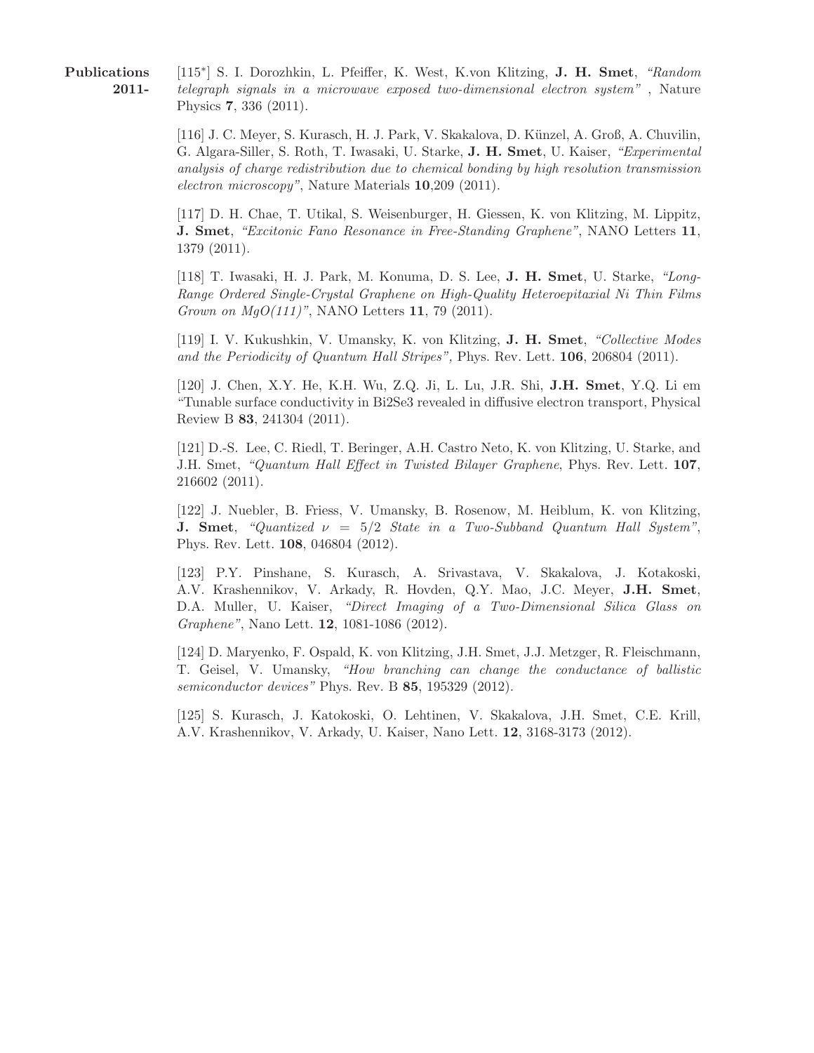**Publications 2011-**

[115*] S. I. Dorozhkin, L. Pfeiffer, K. West, K.von Klitzing, **J. H. Smet**, *"Random telegraph signals in a microwave exposed two-dimensional electron system"* , Nature Physics **7**, 336 (2011).

[116] J. C. Meyer, S. Kurasch, H. J. Park, V. Skakalova, D. Künzel, A. Groß, A. Chuvilin, G. Algara-Siller, S. Roth, T. Iwasaki, U. Starke, **J. H. Smet**, U. Kaiser, *"Experimental analysis of charge redistribution due to chemical bonding by high resolution transmission electron microscopy"*, Nature Materials **10**,209 (2011).

[117] D. H. Chae, T. Utikal, S. Weisenburger, H. Giessen, K. von Klitzing, M. Lippitz, **J. Smet**, *"Excitonic Fano Resonance in Free-Standing Graphene"*, NANO Letters **11**, 1379 (2011).

[118] T. Iwasaki, H. J. Park, M. Konuma, D. S. Lee, **J. H. Smet**, U. Starke, *"Long-Range Ordered Single-Crystal Graphene on High-Quality Heteroepitaxial Ni Thin Films Grown on MgO(111)"*, NANO Letters **11**, 79 (2011).

[119] I. V. Kukushkin, V. Umansky, K. von Klitzing, **J. H. Smet**, *"Collective Modes and the Periodicity of Quantum Hall Stripes",* Phys. Rev. Lett. **106**, 206804 (2011).

[120] J. Chen, X.Y. He, K.H. Wu, Z.Q. Ji, L. Lu, J.R. Shi, **J.H. Smet**, Y.Q. Li em "Tunable surface conductivity in Bi2Se3 revealed in diffusive electron transport, Physical Review B **83**, 241304 (2011).

[121] D.-S. Lee, C. Riedl, T. Beringer, A.H. Castro Neto, K. von Klitzing, U. Starke, and J.H. Smet, *"Quantum Hall Effect in Twisted Bilayer Graphene*, Phys. Rev. Lett. **107**, 216602 (2011).

[122] J. Nuebler, B. Friess, V. Umansky, B. Rosenow, M. Heiblum, K. von Klitzing, **J. Smet**, *"Quantized $\nu = 5/2$ State in a Two-Subband Quantum Hall System"*, Phys. Rev. Lett. **108**, 046804 (2012).

[123] P.Y. Pinshane, S. Kurasch, A. Srivastava, V. Skakalova, J. Kotakoski, A.V. Krashennikov, V. Arkady, R. Hovden, Q.Y. Mao, J.C. Meyer, **J.H. Smet**, D.A. Muller, U. Kaiser, *"Direct Imaging of a Two-Dimensional Silica Glass on Graphene"*, Nano Lett. **12**, 1081-1086 (2012).

[124] D. Maryenko, F. Ospald, K. von Klitzing, J.H. Smet, J.J. Metzger, R. Fleischmann, T. Geisel, V. Umansky, *"How branching can change the conductance of ballistic semiconductor devices"* Phys. Rev. B **85**, 195329 (2012).

[125] S. Kurasch, J. Katokoski, O. Lehtinen, V. Skakalova, J.H. Smet, C.E. Krill, A.V. Krashennikov, V. Arkady, U. Kaiser, Nano Lett. **12**, 3168-3173 (2012).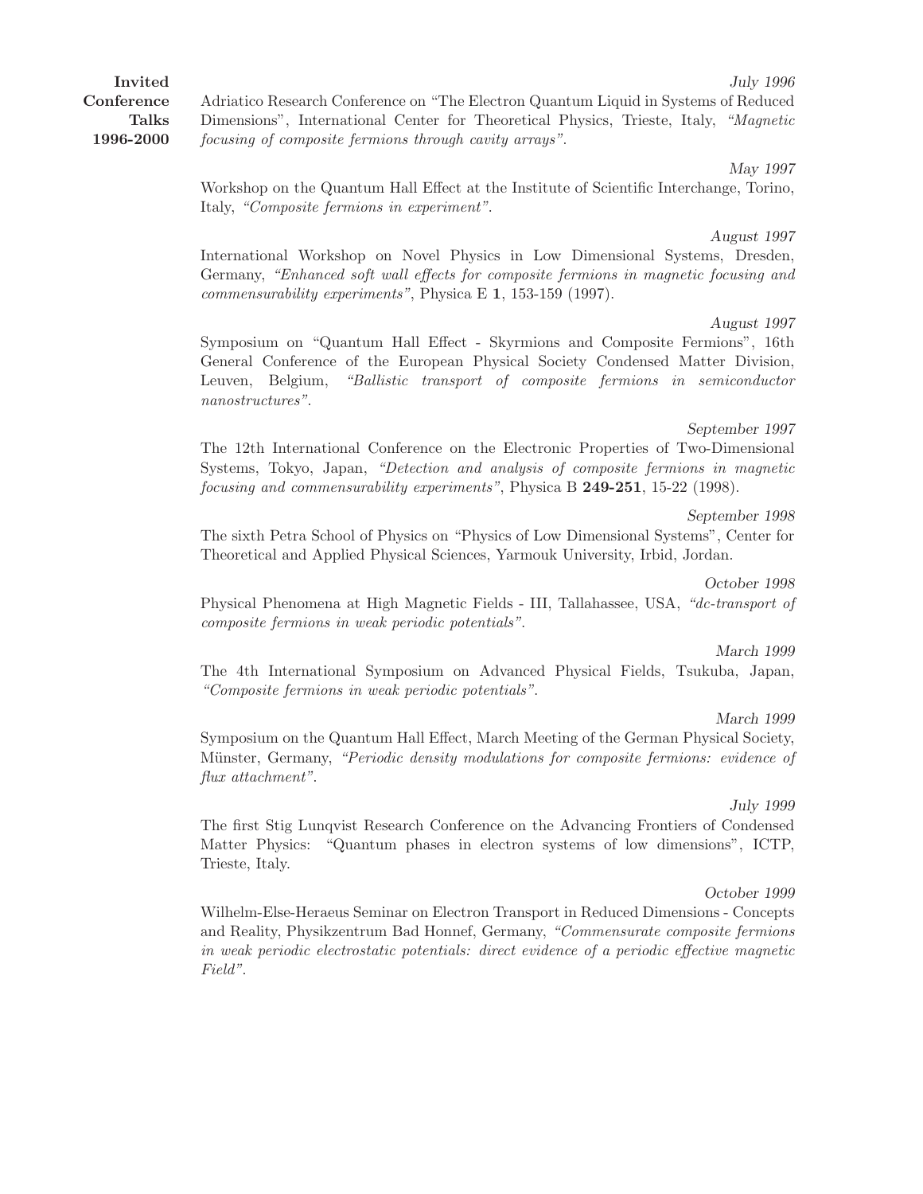**Invited Conference Talks 1996-2000**

*July 1996*

Adriatico Research Conference on "The Electron Quantum Liquid in Systems of Reduced Dimensions", International Center for Theoretical Physics, Trieste, Italy, *"Magnetic focusing of composite fermions through cavity arrays"*.

*May 1997*

Workshop on the Quantum Hall Effect at the Institute of Scientific Interchange, Torino, Italy, *"Composite fermions in experiment"*.

*August 1997*

International Workshop on Novel Physics in Low Dimensional Systems, Dresden, Germany, *"Enhanced soft wall effects for composite fermions in magnetic focusing and commensurability experiments"*, Physica E **1**, 153-159 (1997).

*August 1997*

Symposium on "Quantum Hall Effect - Skyrmions and Composite Fermions", 16th General Conference of the European Physical Society Condensed Matter Division, Leuven, Belgium, *"Ballistic transport of composite fermions in semiconductor nanostructures"*.

*September 1997*

The 12th International Conference on the Electronic Properties of Two-Dimensional Systems, Tokyo, Japan, *"Detection and analysis of composite fermions in magnetic focusing and commensurability experiments"*, Physica B **249-251**, 15-22 (1998).

*September 1998*

The sixth Petra School of Physics on "Physics of Low Dimensional Systems", Center for Theoretical and Applied Physical Sciences, Yarmouk University, Irbid, Jordan.

*October 1998*

Physical Phenomena at High Magnetic Fields - III, Tallahassee, USA, *"dc-transport of composite fermions in weak periodic potentials"*.

*March 1999*

The 4th International Symposium on Advanced Physical Fields, Tsukuba, Japan, *"Composite fermions in weak periodic potentials"*.

*March 1999*

Symposium on the Quantum Hall Effect, March Meeting of the German Physical Society, Münster, Germany, *"Periodic density modulations for composite fermions: evidence of flux attachment"*.

*July 1999*

The first Stig Lunqvist Research Conference on the Advancing Frontiers of Condensed Matter Physics: "Quantum phases in electron systems of low dimensions", ICTP, Trieste, Italy.

*October 1999*

Wilhelm-Else-Heraeus Seminar on Electron Transport in Reduced Dimensions - Concepts and Reality, Physikzentrum Bad Honnef, Germany, *"Commensurate composite fermions in weak periodic electrostatic potentials: direct evidence of a periodic effective magnetic Field"*.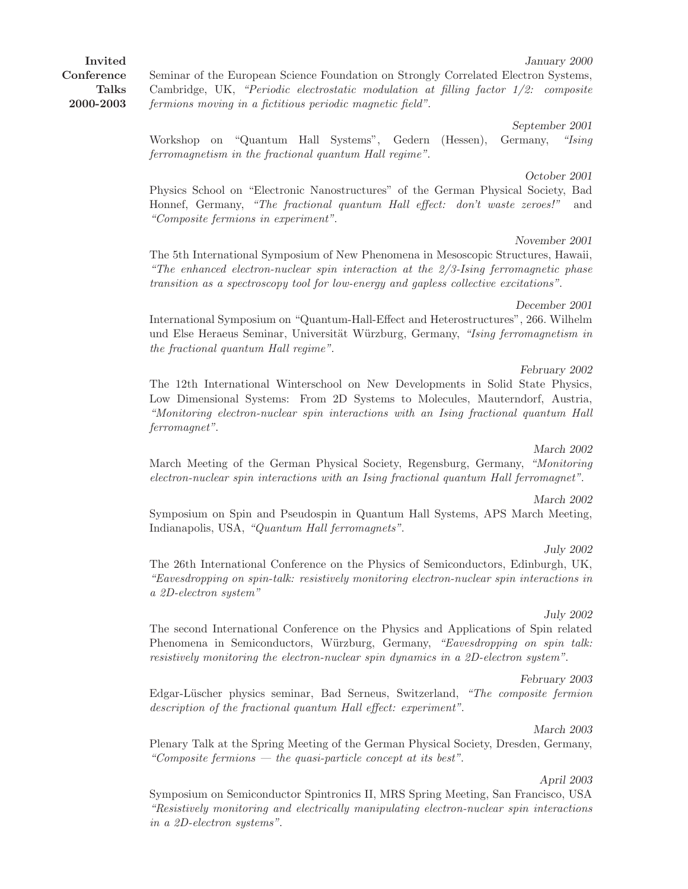## Invited Conference Talks 2000-2003

*January 2000*

Seminar of the European Science Foundation on Strongly Correlated Electron Systems, Cambridge, UK, *"Periodic electrostatic modulation at filling factor 1/2: composite fermions moving in a fictitious periodic magnetic field"*.

*September 2001*

Workshop on "Quantum Hall Systems", Gedern (Hessen), Germany, *"Ising ferromagnetism in the fractional quantum Hall regime"*.

*October 2001*

Physics School on "Electronic Nanostructures" of the German Physical Society, Bad Honnef, Germany, *"The fractional quantum Hall effect: don't waste zeroes!"* and *"Composite fermions in experiment"*.

*November 2001*

The 5th International Symposium of New Phenomena in Mesoscopic Structures, Hawaii, *"The enhanced electron-nuclear spin interaction at the 2/3-Ising ferromagnetic phase transition as a spectroscopy tool for low-energy and gapless collective excitations"*.

*December 2001*

International Symposium on "Quantum-Hall-Effect and Heterostructures", 266. Wilhelm und Else Heraeus Seminar, Universität Würzburg, Germany, *"Ising ferromagnetism in the fractional quantum Hall regime"*.

*February 2002*

The 12th International Winterschool on New Developments in Solid State Physics, Low Dimensional Systems: From 2D Systems to Molecules, Mauterndorf, Austria, *"Monitoring electron-nuclear spin interactions with an Ising fractional quantum Hall ferromagnet"*.

*March 2002*

March Meeting of the German Physical Society, Regensburg, Germany, *"Monitoring electron-nuclear spin interactions with an Ising fractional quantum Hall ferromagnet"*.

*March 2002*

Symposium on Spin and Pseudospin in Quantum Hall Systems, APS March Meeting, Indianapolis, USA, *"Quantum Hall ferromagnets"*.

*July 2002*

The 26th International Conference on the Physics of Semiconductors, Edinburgh, UK, *"Eavesdropping on spin-talk: resistively monitoring electron-nuclear spin interactions in a 2D-electron system"*

*July 2002*

The second International Conference on the Physics and Applications of Spin related Phenomena in Semiconductors, Würzburg, Germany, *"Eavesdropping on spin talk: resistively monitoring the electron-nuclear spin dynamics in a 2D-electron system"*.

*February 2003*

Edgar-Lüscher physics seminar, Bad Serneus, Switzerland, *"The composite fermion description of the fractional quantum Hall effect: experiment"*.

*March 2003*

Plenary Talk at the Spring Meeting of the German Physical Society, Dresden, Germany, *"Composite fermions — the quasi-particle concept at its best"*.

*April 2003*

Symposium on Semiconductor Spintronics II, MRS Spring Meeting, San Francisco, USA *"Resistively monitoring and electrically manipulating electron-nuclear spin interactions in a 2D-electron systems"*.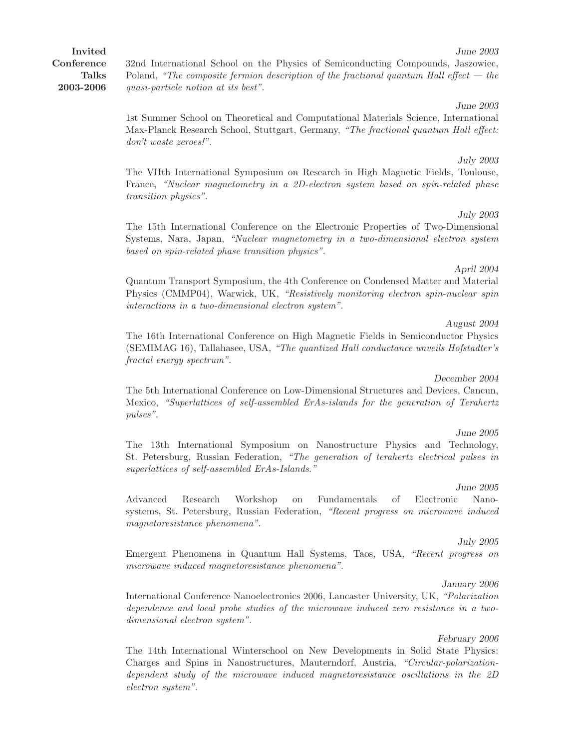**Invited Conference Talks 2003-2006**

*June 2003*
32nd International School on the Physics of Semiconducting Compounds, Jaszowiec, Poland, *"The composite fermion description of the fractional quantum Hall effect — the quasi-particle notion at its best"*.

*June 2003*
1st Summer School on Theoretical and Computational Materials Science, International Max-Planck Research School, Stuttgart, Germany, *"The fractional quantum Hall effect: don't waste zeroes!"*.

*July 2003*
The VIIth International Symposium on Research in High Magnetic Fields, Toulouse, France, *"Nuclear magnetometry in a 2D-electron system based on spin-related phase transition physics"*.

*July 2003*
The 15th International Conference on the Electronic Properties of Two-Dimensional Systems, Nara, Japan, *"Nuclear magnetometry in a two-dimensional electron system based on spin-related phase transition physics"*.

*April 2004*
Quantum Transport Symposium, the 4th Conference on Condensed Matter and Material Physics (CMMP04), Warwick, UK, *"Resistively monitoring electron spin-nuclear spin interactions in a two-dimensional electron system"*.

*August 2004*
The 16th International Conference on High Magnetic Fields in Semiconductor Physics (SEMIMAG 16), Tallahasee, USA, *"The quantized Hall conductance unveils Hofstadter's fractal energy spectrum"*.

*December 2004*
The 5th International Conference on Low-Dimensional Structures and Devices, Cancun, Mexico, *"Superlattices of self-assembled ErAs-islands for the generation of Terahertz pulses"*.

*June 2005*
The 13th International Symposium on Nanostructure Physics and Technology, St. Petersburg, Russian Federation, *"The generation of terahertz electrical pulses in superlattices of self-assembled ErAs-Islands."*

*June 2005*
Advanced Research Workshop on Fundamentals of Electronic Nanosystems, St. Petersburg, Russian Federation, *"Recent progress on microwave induced magnetoresistance phenomena"*.

*July 2005*
Emergent Phenomena in Quantum Hall Systems, Taos, USA, *"Recent progress on microwave induced magnetoresistance phenomena"*.

*January 2006*
International Conference Nanoelectronics 2006, Lancaster University, UK, *"Polarization dependence and local probe studies of the microwave induced zero resistance in a two-dimensional electron system"*.

*February 2006*
The 14th International Winterschool on New Developments in Solid State Physics: Charges and Spins in Nanostructures, Mauterndorf, Austria, *"Circular-polarization-dependent study of the microwave induced magnetoresistance oscillations in the 2D electron system"*.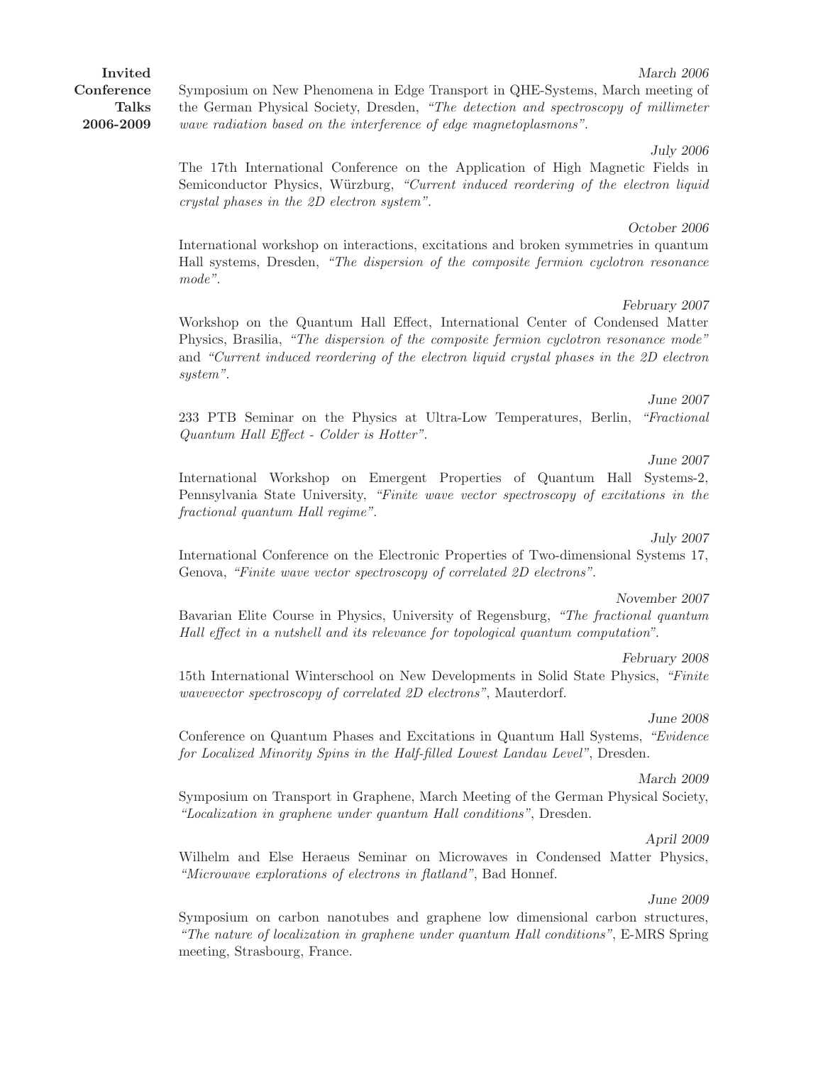**Invited Conference Talks 2006-2009**

*March 2006*

Symposium on New Phenomena in Edge Transport in QHE-Systems, March meeting of the German Physical Society, Dresden, *"The detection and spectroscopy of millimeter wave radiation based on the interference of edge magnetoplasmons"*.

*July 2006*

The 17th International Conference on the Application of High Magnetic Fields in Semiconductor Physics, Würzburg, *"Current induced reordering of the electron liquid crystal phases in the 2D electron system"*.

*October 2006*

International workshop on interactions, excitations and broken symmetries in quantum Hall systems, Dresden, *"The dispersion of the composite fermion cyclotron resonance mode"*.

*February 2007*

Workshop on the Quantum Hall Effect, International Center of Condensed Matter Physics, Brasilia, *"The dispersion of the composite fermion cyclotron resonance mode"* and *"Current induced reordering of the electron liquid crystal phases in the 2D electron system"*.

*June 2007*

233 PTB Seminar on the Physics at Ultra-Low Temperatures, Berlin, *"Fractional Quantum Hall Effect - Colder is Hotter"*.

*June 2007*

International Workshop on Emergent Properties of Quantum Hall Systems-2, Pennsylvania State University, *"Finite wave vector spectroscopy of excitations in the fractional quantum Hall regime"*.

*July 2007*

International Conference on the Electronic Properties of Two-dimensional Systems 17, Genova, *"Finite wave vector spectroscopy of correlated 2D electrons"*.

*November 2007*

Bavarian Elite Course in Physics, University of Regensburg, *"The fractional quantum Hall effect in a nutshell and its relevance for topological quantum computation"*.

*February 2008*

15th International Winterschool on New Developments in Solid State Physics, *"Finite wavevector spectroscopy of correlated 2D electrons"*, Mauterdorf.

*June 2008*

Conference on Quantum Phases and Excitations in Quantum Hall Systems, *"Evidence for Localized Minority Spins in the Half-filled Lowest Landau Level"*, Dresden.

*March 2009*

Symposium on Transport in Graphene, March Meeting of the German Physical Society, *"Localization in graphene under quantum Hall conditions"*, Dresden.

*April 2009*

Wilhelm and Else Heraeus Seminar on Microwaves in Condensed Matter Physics, *"Microwave explorations of electrons in flatland"*, Bad Honnef.

*June 2009*

Symposium on carbon nanotubes and graphene low dimensional carbon structures, *"The nature of localization in graphene under quantum Hall conditions"*, E-MRS Spring meeting, Strasbourg, France.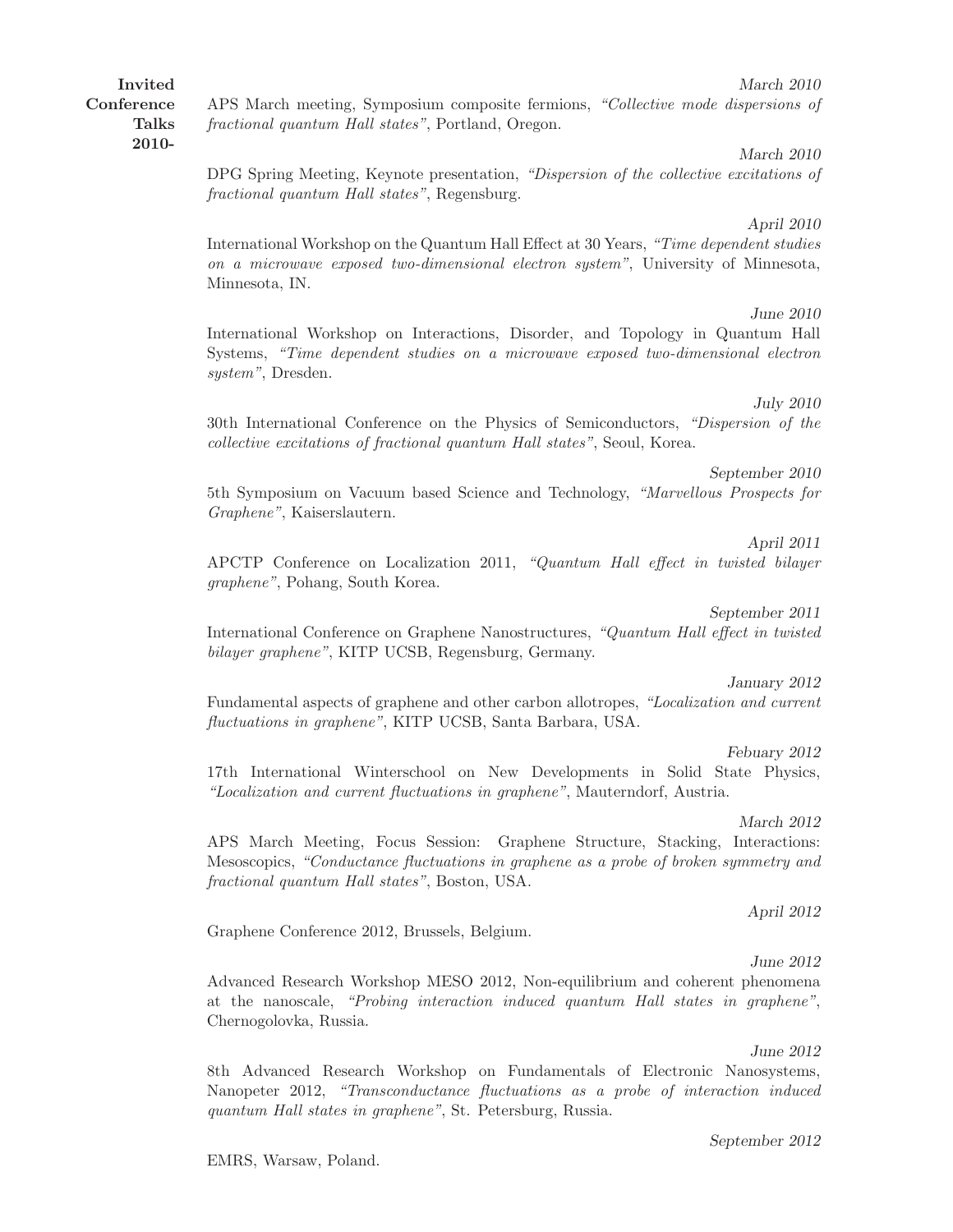## Invited Conference Talks 2010-

*March 2010*
APS March meeting, Symposium composite fermions, *"Collective mode dispersions of fractional quantum Hall states"*, Portland, Oregon.

*March 2010*
DPG Spring Meeting, Keynote presentation, *"Dispersion of the collective excitations of fractional quantum Hall states"*, Regensburg.

*April 2010*
International Workshop on the Quantum Hall Effect at 30 Years, *"Time dependent studies on a microwave exposed two-dimensional electron system"*, University of Minnesota, Minnesota, IN.

*June 2010*
International Workshop on Interactions, Disorder, and Topology in Quantum Hall Systems, *"Time dependent studies on a microwave exposed two-dimensional electron system"*, Dresden.

*July 2010*
30th International Conference on the Physics of Semiconductors, *"Dispersion of the collective excitations of fractional quantum Hall states"*, Seoul, Korea.

*September 2010*
5th Symposium on Vacuum based Science and Technology, *"Marvellous Prospects for Graphene"*, Kaiserslautern.

*April 2011*
APCTP Conference on Localization 2011, *"Quantum Hall effect in twisted bilayer graphene"*, Pohang, South Korea.

*September 2011*
International Conference on Graphene Nanostructures, *"Quantum Hall effect in twisted bilayer graphene"*, KITP UCSB, Regensburg, Germany.

*January 2012*
Fundamental aspects of graphene and other carbon allotropes, *"Localization and current fluctuations in graphene"*, KITP UCSB, Santa Barbara, USA.

*Febuary 2012*
17th International Winterschool on New Developments in Solid State Physics, *"Localization and current fluctuations in graphene"*, Mauterndorf, Austria.

*March 2012*
APS March Meeting, Focus Session: Graphene Structure, Stacking, Interactions: Mesoscopics, *"Conductance fluctuations in graphene as a probe of broken symmetry and fractional quantum Hall states"*, Boston, USA.

*April 2012*
Graphene Conference 2012, Brussels, Belgium.

*June 2012*
Advanced Research Workshop MESO 2012, Non-equilibrium and coherent phenomena at the nanoscale, *"Probing interaction induced quantum Hall states in graphene"*, Chernogolovka, Russia.

*June 2012*
8th Advanced Research Workshop on Fundamentals of Electronic Nanosystems, Nanopeter 2012, *"Transconductance fluctuations as a probe of interaction induced quantum Hall states in graphene"*, St. Petersburg, Russia.

*September 2012*
EMRS, Warsaw, Poland.